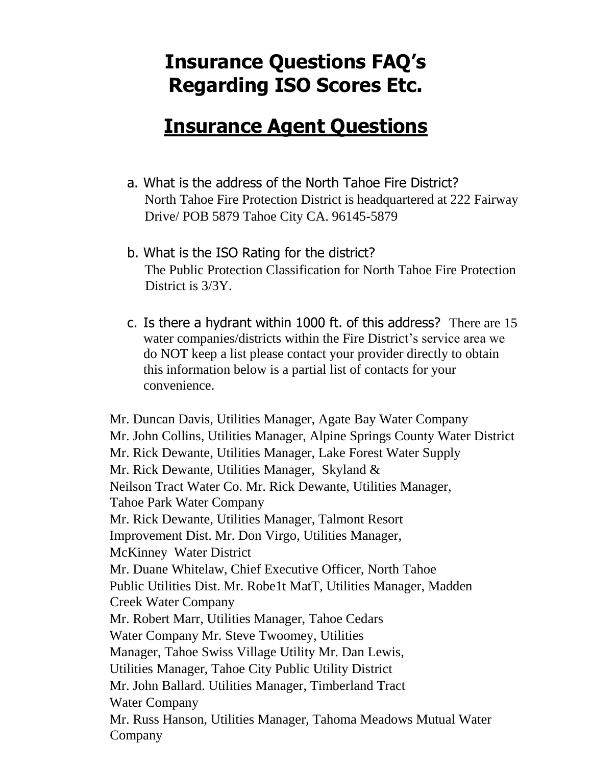# Insurance Questions FAQ's Regarding ISO Scores Etc.

## Insurance Agent Questions

a. What is the address of the North Tahoe Fire District?
North Tahoe Fire Protection District is headquartered at 222 Fairway Drive/ POB 5879 Tahoe City CA. 96145-5879

b. What is the ISO Rating for the district?
The Public Protection Classification for North Tahoe Fire Protection District is 3/3Y.

c. Is there a hydrant within 1000 ft. of this address? There are 15 water companies/districts within the Fire District's service area we do NOT keep a list please contact your provider directly to obtain this information below is a partial list of contacts for your convenience.

Mr. Duncan Davis, Utilities Manager, Agate Bay Water Company
Mr. John Collins, Utilities Manager, Alpine Springs County Water District
Mr. Rick Dewante, Utilities Manager, Lake Forest Water Supply
Mr. Rick Dewante, Utilities Manager, Skyland & Neilson Tract Water Co.
Mr. Rick Dewante, Utilities Manager, Tahoe Park Water Company
Mr. Rick Dewante, Utilities Manager, Talmont Resort Improvement Dist.
Mr. Don Virgo, Utilities Manager, McKinney Water District
Mr. Duane Whitelaw, Chief Executive Officer, North Tahoe Public Utilities Dist.
Mr. Robe1t MatT, Utilities Manager, Madden Creek Water Company
Mr. Robert Marr, Utilities Manager, Tahoe Cedars Water Company
Mr. Steve Twoomey, Utilities Manager, Tahoe Swiss Village Utility
Mr. Dan Lewis, Utilities Manager, Tahoe City Public Utility District
Mr. John Ballard. Utilities Manager, Timberland Tract Water Company
Mr. Russ Hanson, Utilities Manager, Tahoma Meadows Mutual Water Company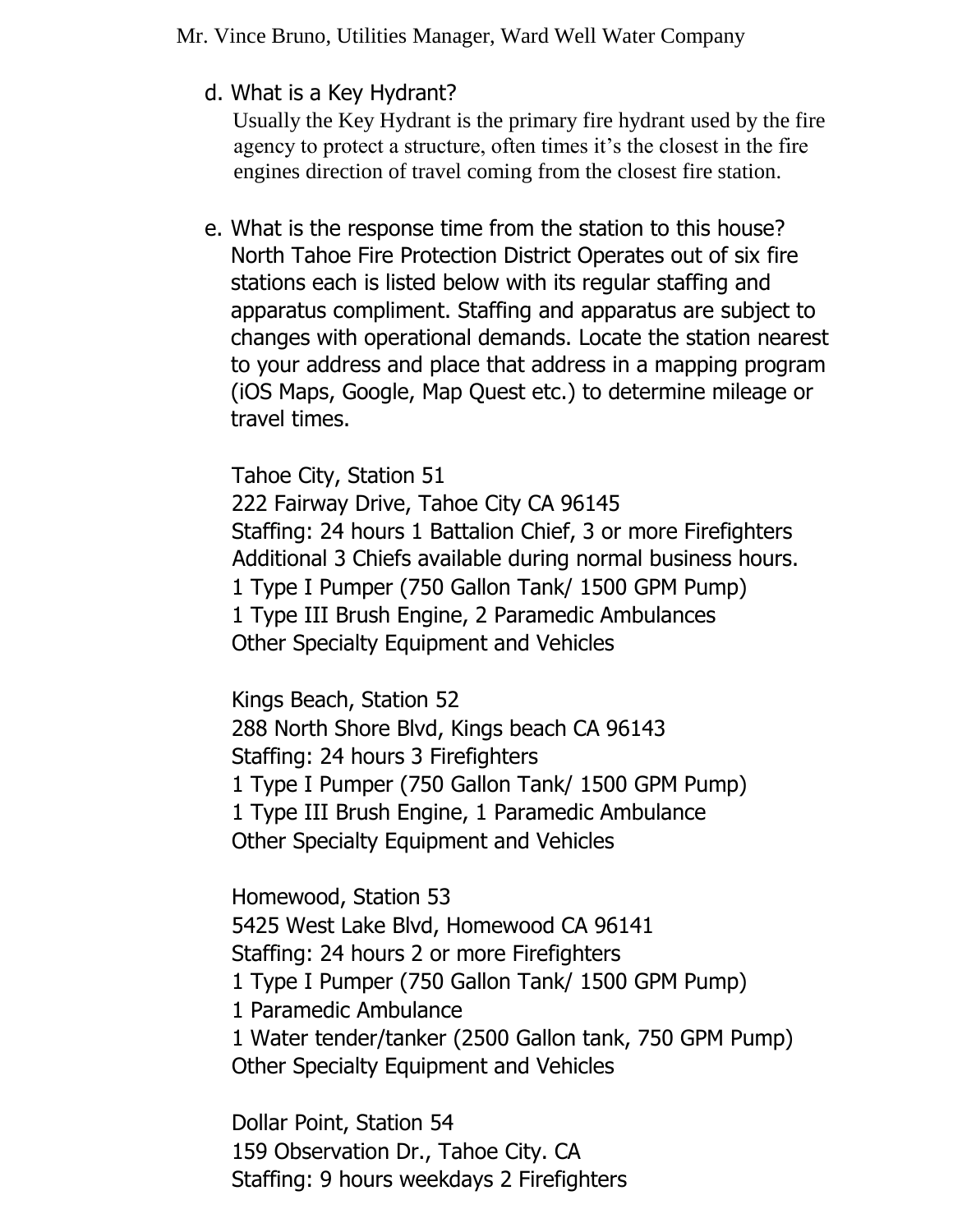Mr. Vince Bruno, Utilities Manager, Ward Well Water Company

d. What is a Key Hydrant?

Usually the Key Hydrant is the primary fire hydrant used by the fire agency to protect a structure, often times it's the closest in the fire engines direction of travel coming from the closest fire station.

e. What is the response time from the station to this house?

North Tahoe Fire Protection District Operates out of six fire stations each is listed below with its regular staffing and apparatus compliment. Staffing and apparatus are subject to changes with operational demands. Locate the station nearest to your address and place that address in a mapping program (iOS Maps, Google, Map Quest etc.) to determine mileage or travel times.

Tahoe City, Station 51
222 Fairway Drive, Tahoe City CA 96145
Staffing: 24 hours 1 Battalion Chief, 3 or more Firefighters
Additional 3 Chiefs available during normal business hours.
1 Type I Pumper (750 Gallon Tank/ 1500 GPM Pump)
1 Type III Brush Engine, 2 Paramedic Ambulances
Other Specialty Equipment and Vehicles

Kings Beach, Station 52
288 North Shore Blvd, Kings beach CA 96143
Staffing: 24 hours 3 Firefighters
1 Type I Pumper (750 Gallon Tank/ 1500 GPM Pump)
1 Type III Brush Engine, 1 Paramedic Ambulance
Other Specialty Equipment and Vehicles

Homewood, Station 53
5425 West Lake Blvd, Homewood CA 96141
Staffing: 24 hours 2 or more Firefighters
1 Type I Pumper (750 Gallon Tank/ 1500 GPM Pump)
1 Paramedic Ambulance
1 Water tender/tanker (2500 Gallon tank, 750 GPM Pump)
Other Specialty Equipment and Vehicles

Dollar Point, Station 54
159 Observation Dr., Tahoe City. CA
Staffing: 9 hours weekdays 2 Firefighters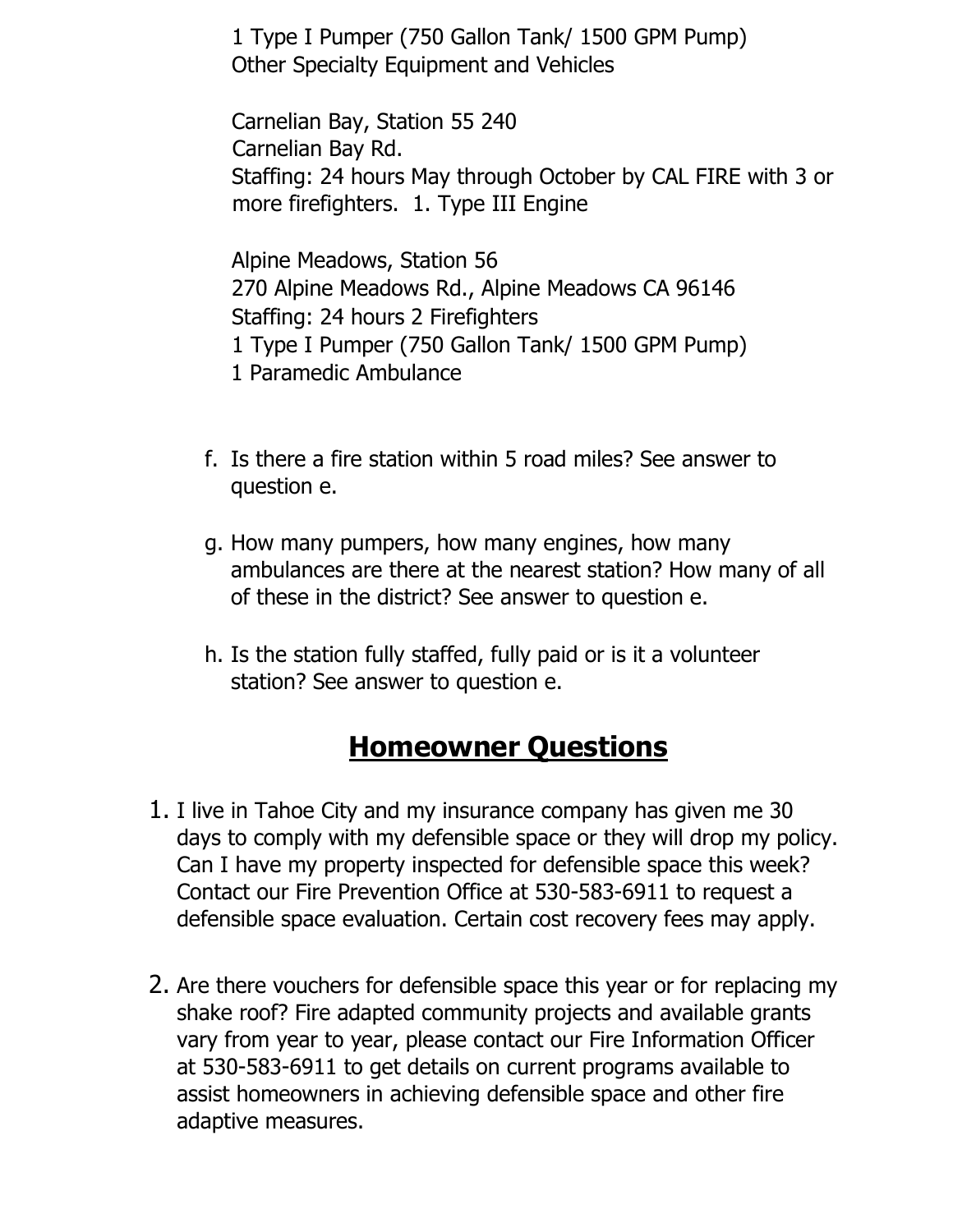1 Type I Pumper (750 Gallon Tank/ 1500 GPM Pump)
Other Specialty Equipment and Vehicles

Carnelian Bay, Station 55 240
Carnelian Bay Rd.
Staffing: 24 hours May through October by CAL FIRE with 3 or more firefighters. 1. Type III Engine

Alpine Meadows, Station 56
270 Alpine Meadows Rd., Alpine Meadows CA 96146
Staffing: 24 hours 2 Firefighters
1 Type I Pumper (750 Gallon Tank/ 1500 GPM Pump)
1 Paramedic Ambulance

f. Is there a fire station within 5 road miles? See answer to question e.

g. How many pumpers, how many engines, how many ambulances are there at the nearest station? How many of all of these in the district? See answer to question e.

h. Is the station fully staffed, fully paid or is it a volunteer station? See answer to question e.

## Homeowner Questions

1. I live in Tahoe City and my insurance company has given me 30 days to comply with my defensible space or they will drop my policy. Can I have my property inspected for defensible space this week? Contact our Fire Prevention Office at 530-583-6911 to request a defensible space evaluation. Certain cost recovery fees may apply.

2. Are there vouchers for defensible space this year or for replacing my shake roof? Fire adapted community projects and available grants vary from year to year, please contact our Fire Information Officer at 530-583-6911 to get details on current programs available to assist homeowners in achieving defensible space and other fire adaptive measures.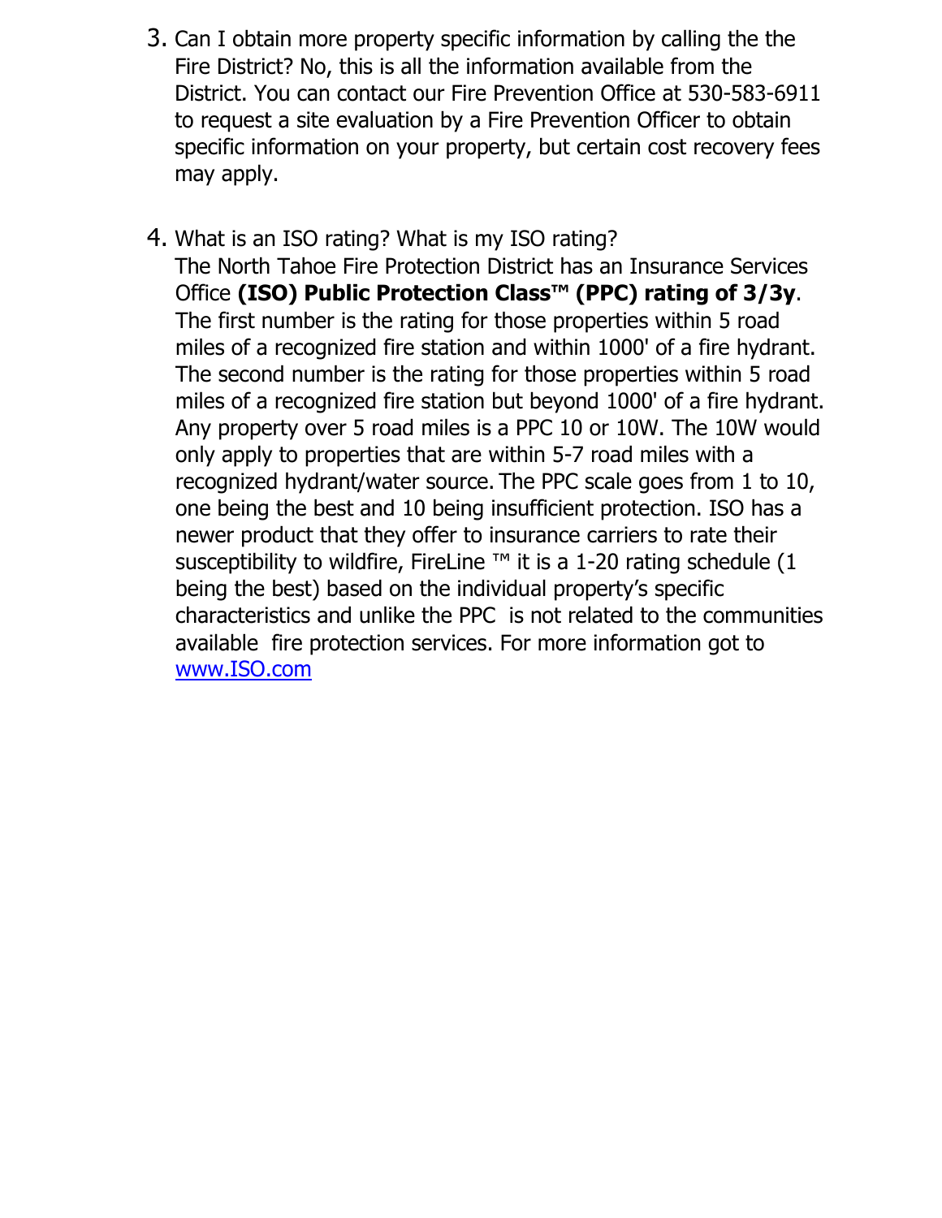3. Can I obtain more property specific information by calling the the Fire District? No, this is all the information available from the District. You can contact our Fire Prevention Office at 530-583-6911 to request a site evaluation by a Fire Prevention Officer to obtain specific information on your property, but certain cost recovery fees may apply.

4. What is an ISO rating? What is my ISO rating?
   The North Tahoe Fire Protection District has an Insurance Services Office **(ISO) Public Protection Class™ (PPC) rating of 3/3y**. The first number is the rating for those properties within 5 road miles of a recognized fire station and within 1000' of a fire hydrant. The second number is the rating for those properties within 5 road miles of a recognized fire station but beyond 1000' of a fire hydrant. Any property over 5 road miles is a PPC 10 or 10W. The 10W would only apply to properties that are within 5-7 road miles with a recognized hydrant/water source. The PPC scale goes from 1 to 10, one being the best and 10 being insufficient protection. ISO has a newer product that they offer to insurance carriers to rate their susceptibility to wildfire, FireLine ™ it is a 1-20 rating schedule (1 being the best) based on the individual property's specific characteristics and unlike the PPC is not related to the communities available fire protection services. For more information got to [www.ISO.com](http://www.ISO.com)